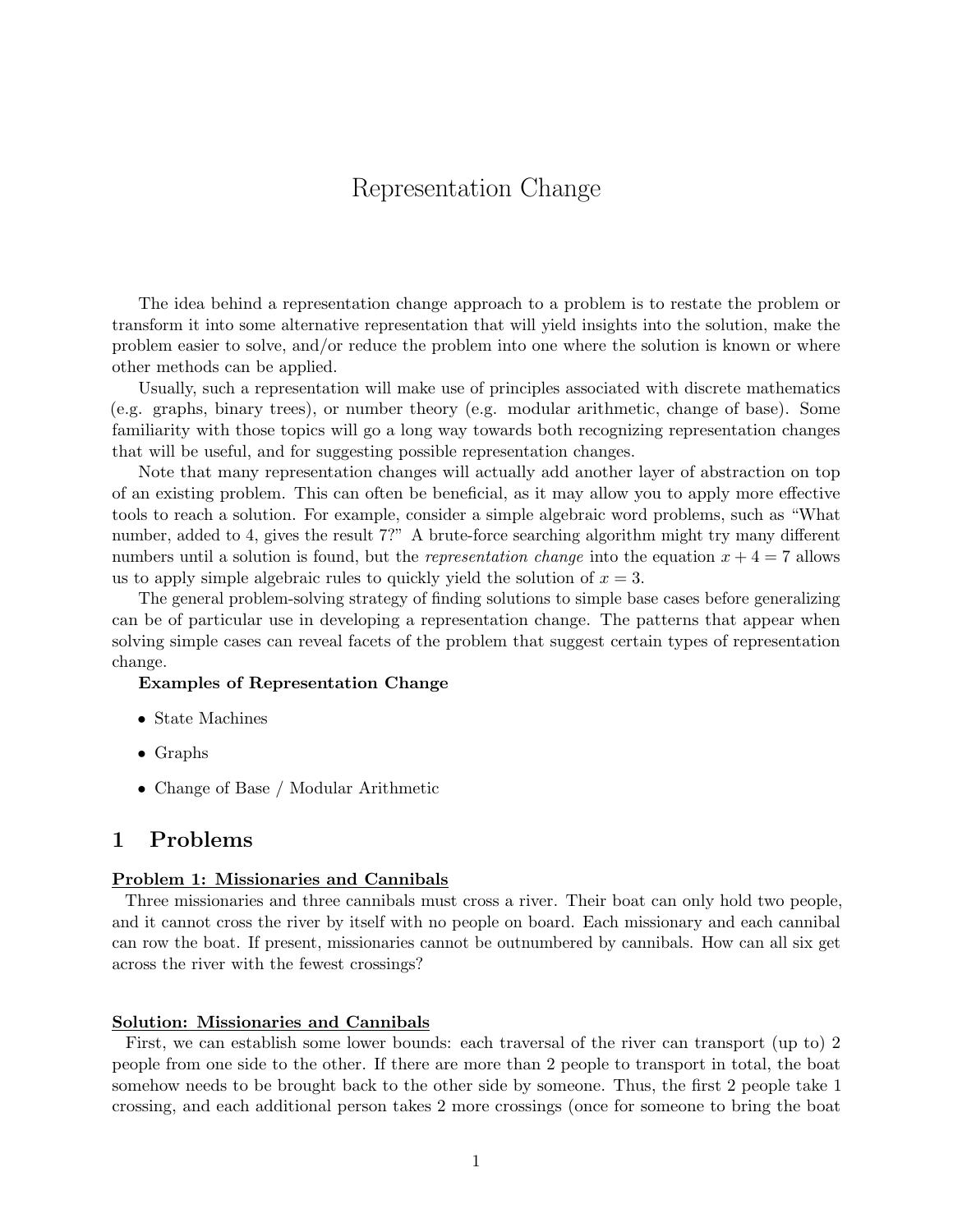# Representation Change

The idea behind a representation change approach to a problem is to restate the problem or transform it into some alternative representation that will yield insights into the solution, make the problem easier to solve, and/or reduce the problem into one where the solution is known or where other methods can be applied.

Usually, such a representation will make use of principles associated with discrete mathematics (e.g. graphs, binary trees), or number theory (e.g. modular arithmetic, change of base). Some familiarity with those topics will go a long way towards both recognizing representation changes that will be useful, and for suggesting possible representation changes.

Note that many representation changes will actually add another layer of abstraction on top of an existing problem. This can often be beneficial, as it may allow you to apply more effective tools to reach a solution. For example, consider a simple algebraic word problems, such as "What number, added to 4, gives the result 7?" A brute-force searching algorithm might try many different numbers until a solution is found, but the *representation change* into the equation $x + 4 = 7$ allows us to apply simple algebraic rules to quickly yield the solution of $x = 3$.

The general problem-solving strategy of finding solutions to simple base cases before generalizing can be of particular use in developing a representation change. The patterns that appear when solving simple cases can reveal facets of the problem that suggest certain types of representation change.

**Examples of Representation Change**

- State Machines
- Graphs
- Change of Base / Modular Arithmetic

## 1 Problems

**Problem 1: Missionaries and Cannibals**

Three missionaries and three cannibals must cross a river. Their boat can only hold two people, and it cannot cross the river by itself with no people on board. Each missionary and each cannibal can row the boat. If present, missionaries cannot be outnumbered by cannibals. How can all six get across the river with the fewest crossings?

**Solution: Missionaries and Cannibals**

First, we can establish some lower bounds: each traversal of the river can transport (up to) 2 people from one side to the other. If there are more than 2 people to transport in total, the boat somehow needs to be brought back to the other side by someone. Thus, the first 2 people take 1 crossing, and each additional person takes 2 more crossings (once for someone to bring the boat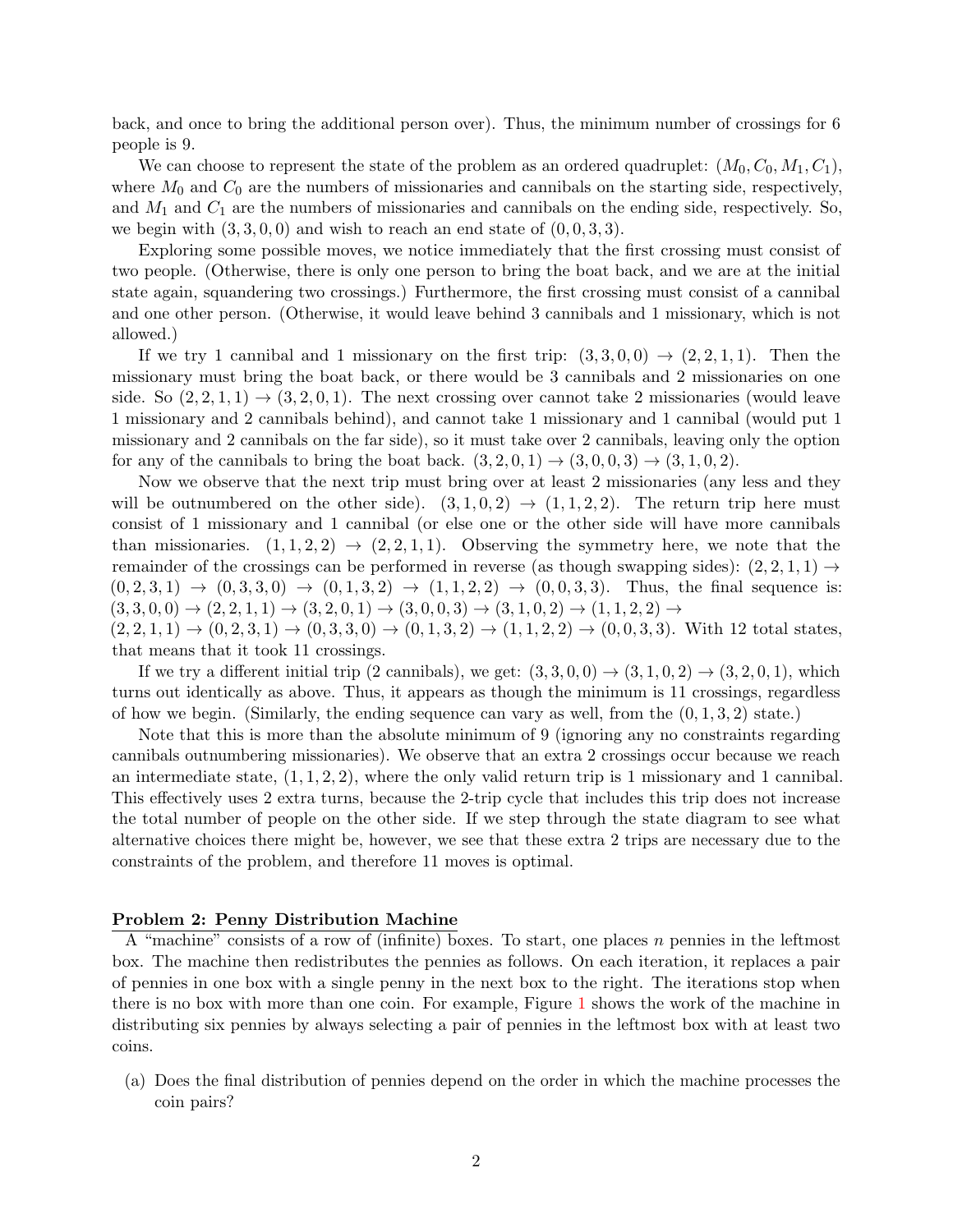back, and once to bring the additional person over). Thus, the minimum number of crossings for 6 people is 9.

We can choose to represent the state of the problem as an ordered quadruplet: $(M_0, C_0, M_1, C_1)$, where $M_0$ and $C_0$ are the numbers of missionaries and cannibals on the starting side, respectively, and $M_1$ and $C_1$ are the numbers of missionaries and cannibals on the ending side, respectively. So, we begin with $(3, 3, 0, 0)$ and wish to reach an end state of $(0, 0, 3, 3)$.

Exploring some possible moves, we notice immediately that the first crossing must consist of two people. (Otherwise, there is only one person to bring the boat back, and we are at the initial state again, squandering two crossings.) Furthermore, the first crossing must consist of a cannibal and one other person. (Otherwise, it would leave behind 3 cannibals and 1 missionary, which is not allowed.)

If we try 1 cannibal and 1 missionary on the first trip: $(3, 3, 0, 0) \to (2, 2, 1, 1)$. Then the missionary must bring the boat back, or there would be 3 cannibals and 2 missionaries on one side. So $(2, 2, 1, 1) \to (3, 2, 0, 1)$. The next crossing over cannot take 2 missionaries (would leave 1 missionary and 2 cannibals behind), and cannot take 1 missionary and 1 cannibal (would put 1 missionary and 2 cannibals on the far side), so it must take over 2 cannibals, leaving only the option for any of the cannibals to bring the boat back. $(3, 2, 0, 1) \to (3, 0, 0, 3) \to (3, 1, 0, 2)$.

Now we observe that the next trip must bring over at least 2 missionaries (any less and they will be outnumbered on the other side). $(3, 1, 0, 2) \to (1, 1, 2, 2)$. The return trip here must consist of 1 missionary and 1 cannibal (or else one or the other side will have more cannibals than missionaries. $(1, 1, 2, 2) \to (2, 2, 1, 1)$. Observing the symmetry here, we note that the remainder of the crossings can be performed in reverse (as though swapping sides): $(2, 2, 1, 1) \to (0, 2, 3, 1) \to (0, 3, 3, 0) \to (0, 1, 3, 2) \to (1, 1, 2, 2) \to (0, 0, 3, 3)$. Thus, the final sequence is: $(3, 3, 0, 0) \to (2, 2, 1, 1) \to (3, 2, 0, 1) \to (3, 0, 0, 3) \to (3, 1, 0, 2) \to (1, 1, 2, 2) \to$
$(2, 2, 1, 1) \to (0, 2, 3, 1) \to (0, 3, 3, 0) \to (0, 1, 3, 2) \to (1, 1, 2, 2) \to (0, 0, 3, 3)$. With 12 total states, that means that it took 11 crossings.

If we try a different initial trip (2 cannibals), we get: $(3, 3, 0, 0) \to (3, 1, 0, 2) \to (3, 2, 0, 1)$, which turns out identically as above. Thus, it appears as though the minimum is 11 crossings, regardless of how we begin. (Similarly, the ending sequence can vary as well, from the $(0, 1, 3, 2)$ state.)

Note that this is more than the absolute minimum of 9 (ignoring any no constraints regarding cannibals outnumbering missionaries). We observe that an extra 2 crossings occur because we reach an intermediate state, $(1, 1, 2, 2)$, where the only valid return trip is 1 missionary and 1 cannibal. This effectively uses 2 extra turns, because the 2-trip cycle that includes this trip does not increase the total number of people on the other side. If we step through the state diagram to see what alternative choices there might be, however, we see that these extra 2 trips are necessary due to the constraints of the problem, and therefore 11 moves is optimal.

## Problem 2: Penny Distribution Machine

A "machine" consists of a row of (infinite) boxes. To start, one places $n$ pennies in the leftmost box. The machine then redistributes the pennies as follows. On each iteration, it replaces a pair of pennies in one box with a single penny in the next box to the right. The iterations stop when there is no box with more than one coin. For example, Figure 1 shows the work of the machine in distributing six pennies by always selecting a pair of pennies in the leftmost box with at least two coins.

(a) Does the final distribution of pennies depend on the order in which the machine processes the coin pairs?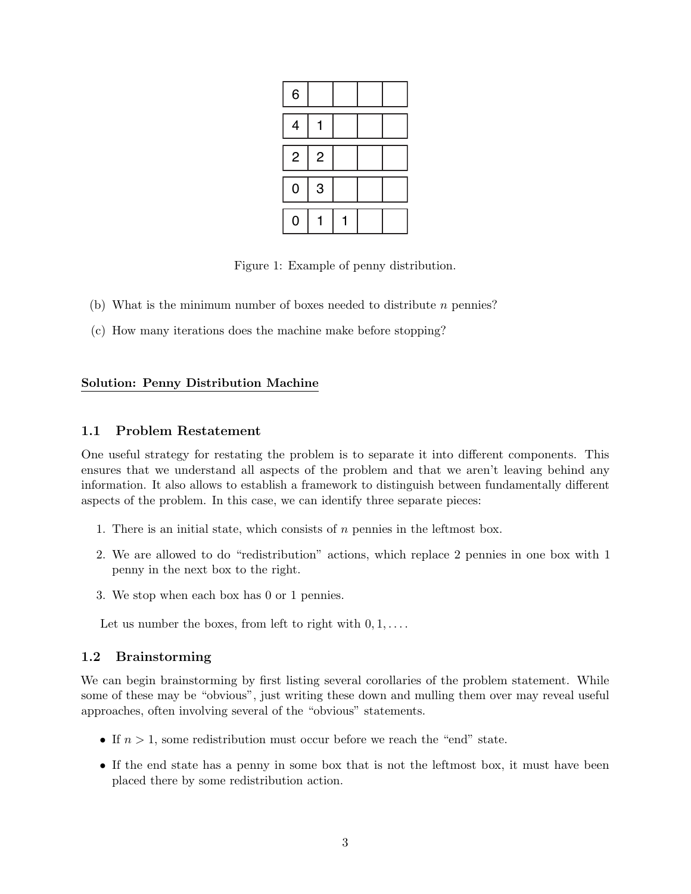| 6 | | | | |
|---|---|---|---|---|
| 4 | 1 | | | |
| 2 | 2 | | | |
| 0 | 3 | | | |
| 0 | 1 | 1 | | |

Figure 1: Example of penny distribution.

(b) What is the minimum number of boxes needed to distribute $n$ pennies?

(c) How many iterations does the machine make before stopping?

**Solution: Penny Distribution Machine**

## 1.1 Problem Restatement

One useful strategy for restating the problem is to separate it into different components. This ensures that we understand all aspects of the problem and that we aren't leaving behind any information. It also allows to establish a framework to distinguish between fundamentally different aspects of the problem. In this case, we can identify three separate pieces:

1. There is an initial state, which consists of $n$ pennies in the leftmost box.
2. We are allowed to do "redistribution" actions, which replace 2 pennies in one box with 1 penny in the next box to the right.
3. We stop when each box has 0 or 1 pennies.

Let us number the boxes, from left to right with $0, 1, \ldots$.

## 1.2 Brainstorming

We can begin brainstorming by first listing several corollaries of the problem statement. While some of these may be "obvious", just writing these down and mulling them over may reveal useful approaches, often involving several of the "obvious" statements.

- If $n > 1$, some redistribution must occur before we reach the "end" state.
- If the end state has a penny in some box that is not the leftmost box, it must have been placed there by some redistribution action.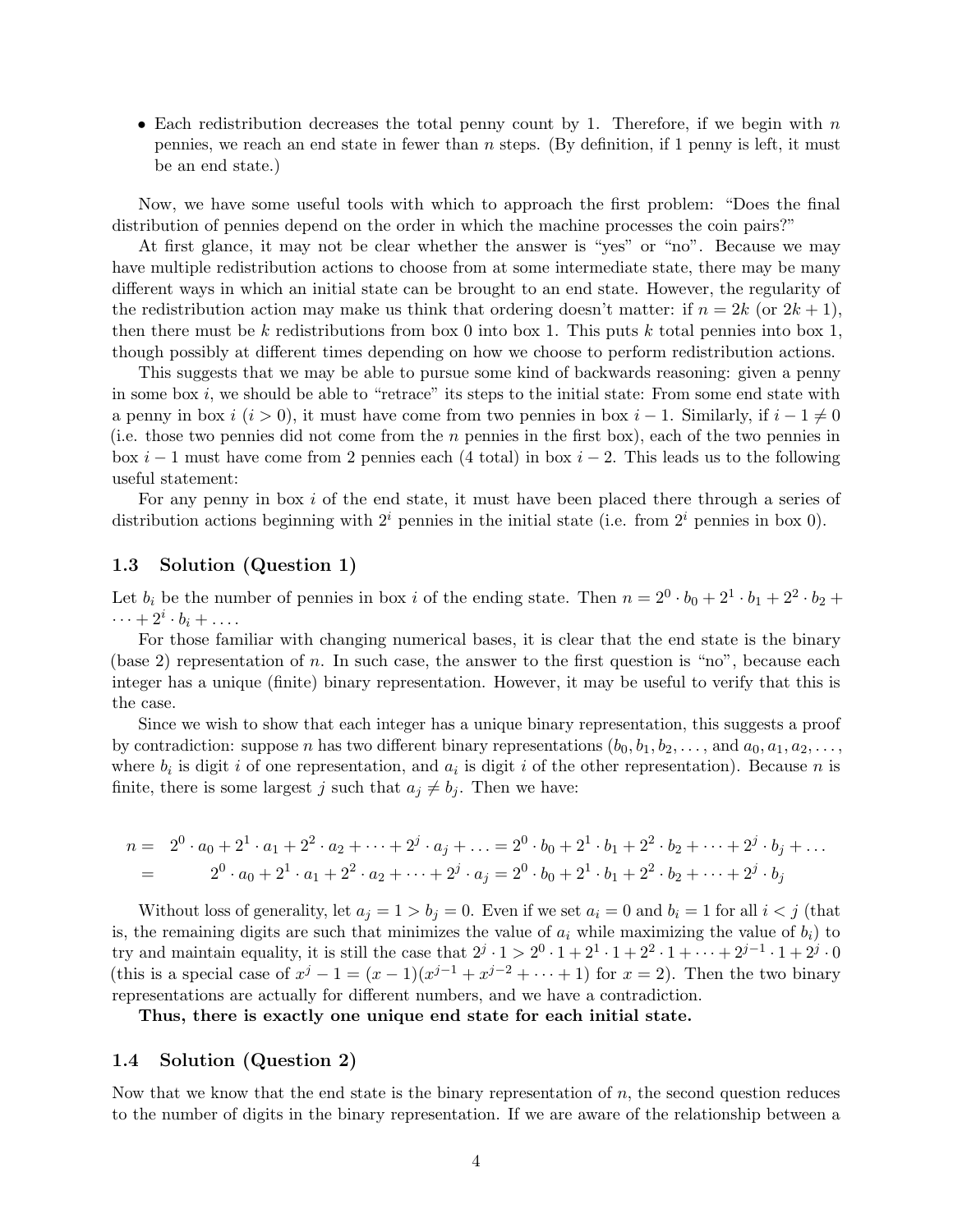- Each redistribution decreases the total penny count by 1. Therefore, if we begin with $n$ pennies, we reach an end state in fewer than $n$ steps. (By definition, if 1 penny is left, it must be an end state.)

Now, we have some useful tools with which to approach the first problem: "Does the final distribution of pennies depend on the order in which the machine processes the coin pairs?"

At first glance, it may not be clear whether the answer is "yes" or "no". Because we may have multiple redistribution actions to choose from at some intermediate state, there may be many different ways in which an initial state can be brought to an end state. However, the regularity of the redistribution action may make us think that ordering doesn't matter: if $n = 2k$ (or $2k+1$), then there must be $k$ redistributions from box 0 into box 1. This puts $k$ total pennies into box 1, though possibly at different times depending on how we choose to perform redistribution actions.

This suggests that we may be able to pursue some kind of backwards reasoning: given a penny in some box $i$, we should be able to "retrace" its steps to the initial state: From some end state with a penny in box $i$ ($i > 0$), it must have come from two pennies in box $i-1$. Similarly, if $i - 1 \neq 0$ (i.e. those two pennies did not come from the $n$ pennies in the first box), each of the two pennies in box $i-1$ must have come from 2 pennies each (4 total) in box $i-2$. This leads us to the following useful statement:

For any penny in box $i$ of the end state, it must have been placed there through a series of distribution actions beginning with $2^i$ pennies in the initial state (i.e. from $2^i$ pennies in box 0).

### 1.3 Solution (Question 1)

Let $b_i$ be the number of pennies in box $i$ of the ending state. Then $n = 2^0 \cdot b_0 + 2^1 \cdot b_1 + 2^2 \cdot b_2 + \cdots + 2^i \cdot b_i + \ldots$.

For those familiar with changing numerical bases, it is clear that the end state is the binary (base 2) representation of $n$. In such case, the answer to the first question is "no", because each integer has a unique (finite) binary representation. However, it may be useful to verify that this is the case.

Since we wish to show that each integer has a unique binary representation, this suggests a proof by contradiction: suppose $n$ has two different binary representations ($b_0, b_1, b_2, \ldots$, and $a_0, a_1, a_2, \ldots$, where $b_i$ is digit $i$ of one representation, and $a_i$ is digit $i$ of the other representation). Because $n$ is finite, there is some largest $j$ such that $a_j \neq b_j$. Then we have:

$$
\begin{aligned}
n = \quad & 2^0 \cdot a_0 + 2^1 \cdot a_1 + 2^2 \cdot a_2 + \cdots + 2^j \cdot a_j + \ldots = 2^0 \cdot b_0 + 2^1 \cdot b_1 + 2^2 \cdot b_2 + \cdots + 2^j \cdot b_j + \ldots \\
= \quad & 2^0 \cdot a_0 + 2^1 \cdot a_1 + 2^2 \cdot a_2 + \cdots + 2^j \cdot a_j = 2^0 \cdot b_0 + 2^1 \cdot b_1 + 2^2 \cdot b_2 + \cdots + 2^j \cdot b_j
\end{aligned}
$$

Without loss of generality, let $a_j = 1 > b_j = 0$. Even if we set $a_i = 0$ and $b_i = 1$ for all $i < j$ (that is, the remaining digits are such that minimizes the value of $a_i$ while maximizing the value of $b_i$) to try and maintain equality, it is still the case that $2^j \cdot 1 > 2^0 \cdot 1 + 2^1 \cdot 1 + 2^2 \cdot 1 + \cdots + 2^{j-1} \cdot 1 + 2^j \cdot 0$ (this is a special case of $x^j - 1 = (x-1)(x^{j-1} + x^{j-2} + \cdots + 1)$ for $x = 2$). Then the two binary representations are actually for different numbers, and we have a contradiction.

**Thus, there is exactly one unique end state for each initial state.**

### 1.4 Solution (Question 2)

Now that we know that the end state is the binary representation of $n$, the second question reduces to the number of digits in the binary representation. If we are aware of the relationship between a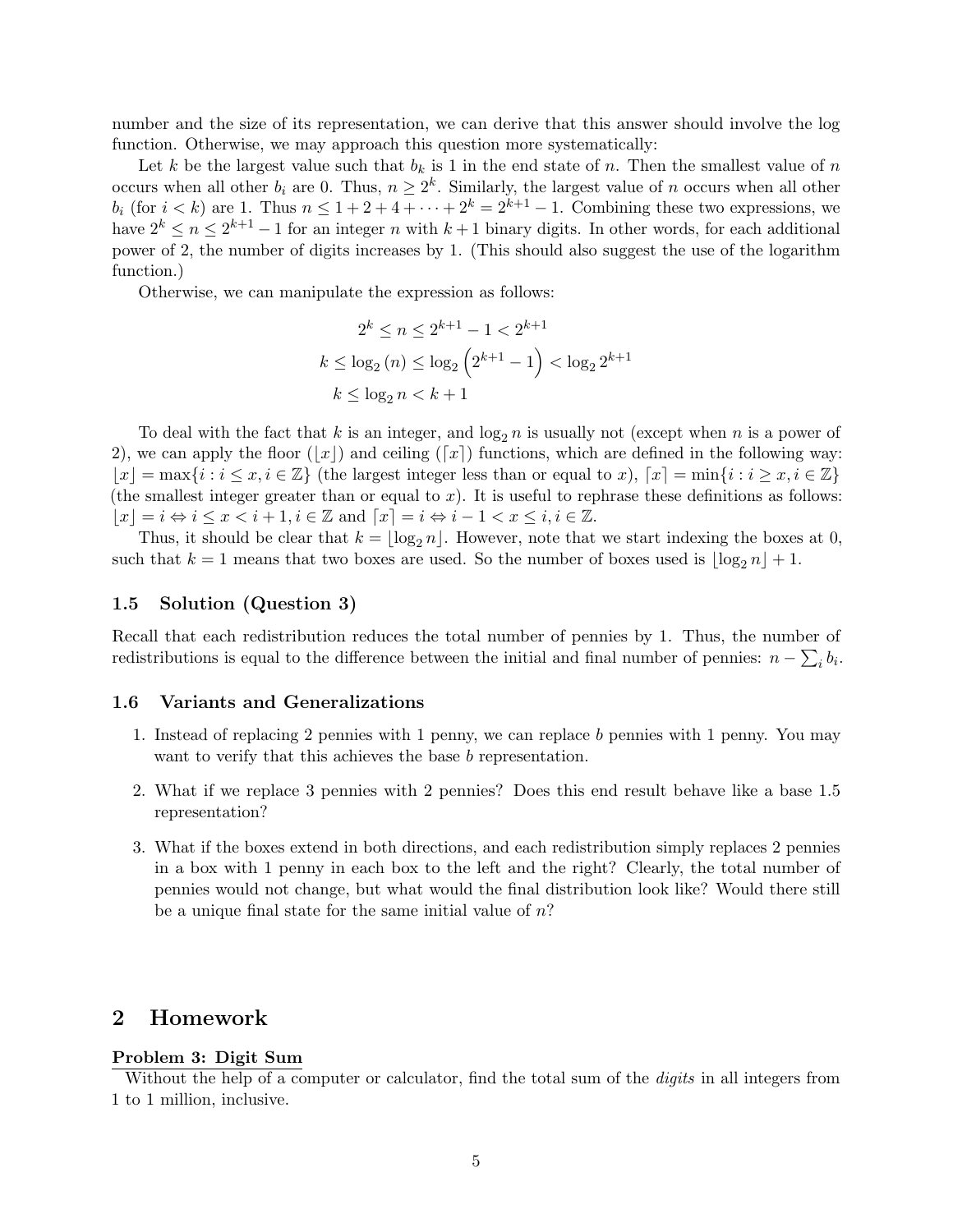number and the size of its representation, we can derive that this answer should involve the log function. Otherwise, we may approach this question more systematically:

Let $k$ be the largest value such that $b_k$ is 1 in the end state of $n$. Then the smallest value of $n$ occurs when all other $b_i$ are 0. Thus, $n \geq 2^k$. Similarly, the largest value of $n$ occurs when all other $b_i$ (for $i < k$) are 1. Thus $n \leq 1 + 2 + 4 + \cdots + 2^k = 2^{k+1} - 1$. Combining these two expressions, we have $2^k \leq n \leq 2^{k+1} - 1$ for an integer $n$ with $k+1$ binary digits. In other words, for each additional power of 2, the number of digits increases by 1. (This should also suggest the use of the logarithm function.)

Otherwise, we can manipulate the expression as follows:

$$
\begin{aligned}
2^k \leq n \leq 2^{k+1} - 1 &< 2^{k+1} \\
k \leq \log_2(n) \leq \log_2\left(2^{k+1} - 1\right) &< \log_2 2^{k+1} \\
k \leq \log_2 n &< k + 1
\end{aligned}
$$

To deal with the fact that $k$ is an integer, and $\log_2 n$ is usually not (except when $n$ is a power of 2), we can apply the floor ($\lfloor x \rfloor$) and ceiling ($\lceil x \rceil$) functions, which are defined in the following way: $\lfloor x \rfloor = \max\{i : i \leq x, i \in \mathbb{Z}\}$ (the largest integer less than or equal to $x$), $\lceil x \rceil = \min\{i : i \geq x, i \in \mathbb{Z}\}$ (the smallest integer greater than or equal to $x$). It is useful to rephrase these definitions as follows: $\lfloor x \rfloor = i \Leftrightarrow i \leq x < i + 1, i \in \mathbb{Z}$ and $\lceil x \rceil = i \Leftrightarrow i - 1 < x \leq i, i \in \mathbb{Z}$.

Thus, it should be clear that $k = \lfloor \log_2 n \rfloor$. However, note that we start indexing the boxes at 0, such that $k = 1$ means that two boxes are used. So the number of boxes used is $\lfloor \log_2 n \rfloor + 1$.

### 1.5 Solution (Question 3)

Recall that each redistribution reduces the total number of pennies by 1. Thus, the number of redistributions is equal to the difference between the initial and final number of pennies: $n - \sum_i b_i$.

### 1.6 Variants and Generalizations

1. Instead of replacing 2 pennies with 1 penny, we can replace $b$ pennies with 1 penny. You may want to verify that this achieves the base $b$ representation.
2. What if we replace 3 pennies with 2 pennies? Does this end result behave like a base 1.5 representation?
3. What if the boxes extend in both directions, and each redistribution simply replaces 2 pennies in a box with 1 penny in each box to the left and the right? Clearly, the total number of pennies would not change, but what would the final distribution look like? Would there still be a unique final state for the same initial value of $n$?

## 2 Homework

**Problem 3: Digit Sum**

Without the help of a computer or calculator, find the total sum of the *digits* in all integers from 1 to 1 million, inclusive.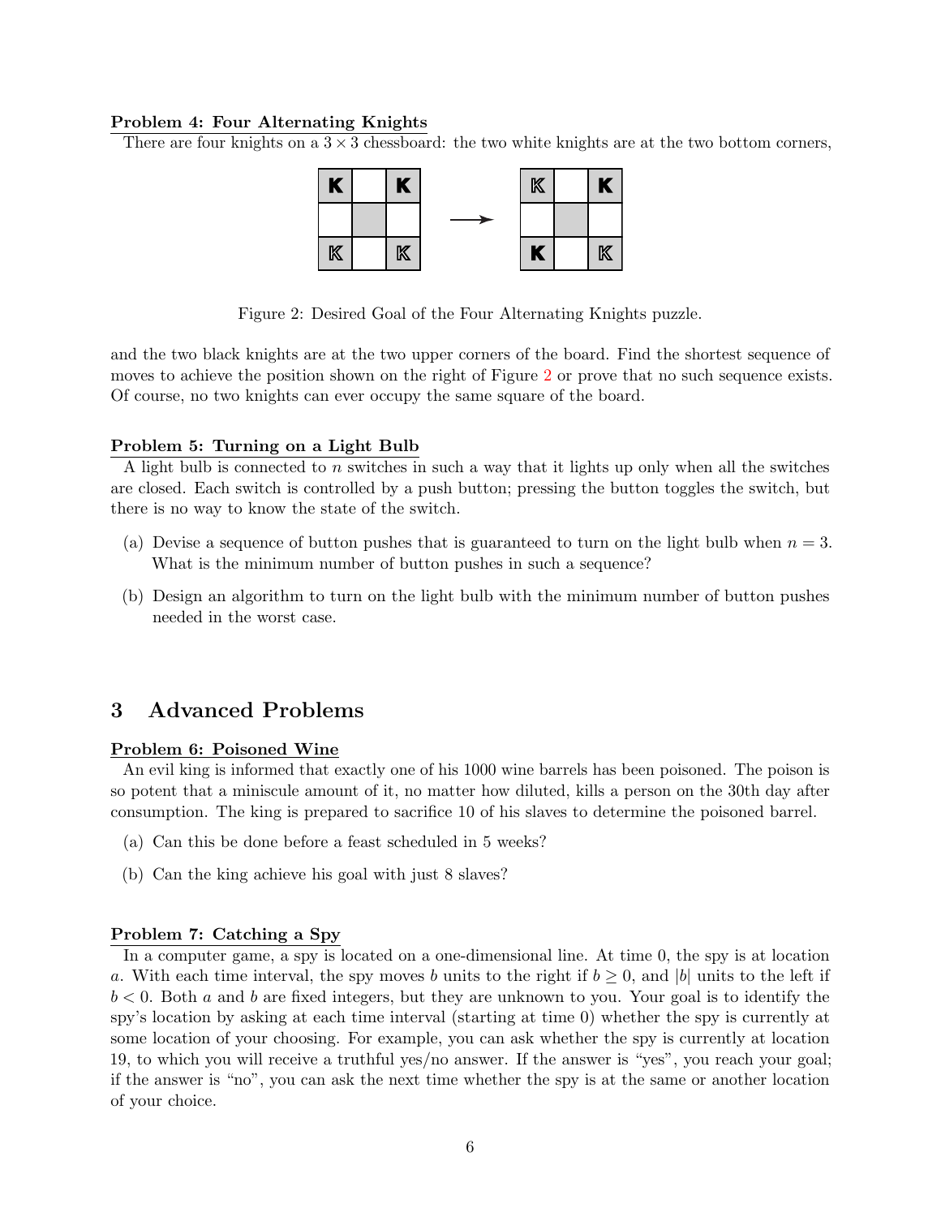**Problem 4: Four Alternating Knights**

There are four knights on a $3 \times 3$ chessboard: the two white knights are at the two bottom corners,

Figure 2: Desired Goal of the Four Alternating Knights puzzle.

and the two black knights are at the two upper corners of the board. Find the shortest sequence of moves to achieve the position shown on the right of Figure 2 or prove that no such sequence exists. Of course, no two knights can ever occupy the same square of the board.

**Problem 5: Turning on a Light Bulb**

A light bulb is connected to $n$ switches in such a way that it lights up only when all the switches are closed. Each switch is controlled by a push button; pressing the button toggles the switch, but there is no way to know the state of the switch.

(a) Devise a sequence of button pushes that is guaranteed to turn on the light bulb when $n = 3$. What is the minimum number of button pushes in such a sequence?

(b) Design an algorithm to turn on the light bulb with the minimum number of button pushes needed in the worst case.

## 3 Advanced Problems

**Problem 6: Poisoned Wine**

An evil king is informed that exactly one of his 1000 wine barrels has been poisoned. The poison is so potent that a miniscule amount of it, no matter how diluted, kills a person on the 30th day after consumption. The king is prepared to sacrifice 10 of his slaves to determine the poisoned barrel.

(a) Can this be done before a feast scheduled in 5 weeks?

(b) Can the king achieve his goal with just 8 slaves?

**Problem 7: Catching a Spy**

In a computer game, a spy is located on a one-dimensional line. At time 0, the spy is at location $a$. With each time interval, the spy moves $b$ units to the right if $b \geq 0$, and $|b|$ units to the left if $b < 0$. Both $a$ and $b$ are fixed integers, but they are unknown to you. Your goal is to identify the spy's location by asking at each time interval (starting at time 0) whether the spy is currently at some location of your choosing. For example, you can ask whether the spy is currently at location 19, to which you will receive a truthful yes/no answer. If the answer is "yes", you reach your goal; if the answer is "no", you can ask the next time whether the spy is at the same or another location of your choice.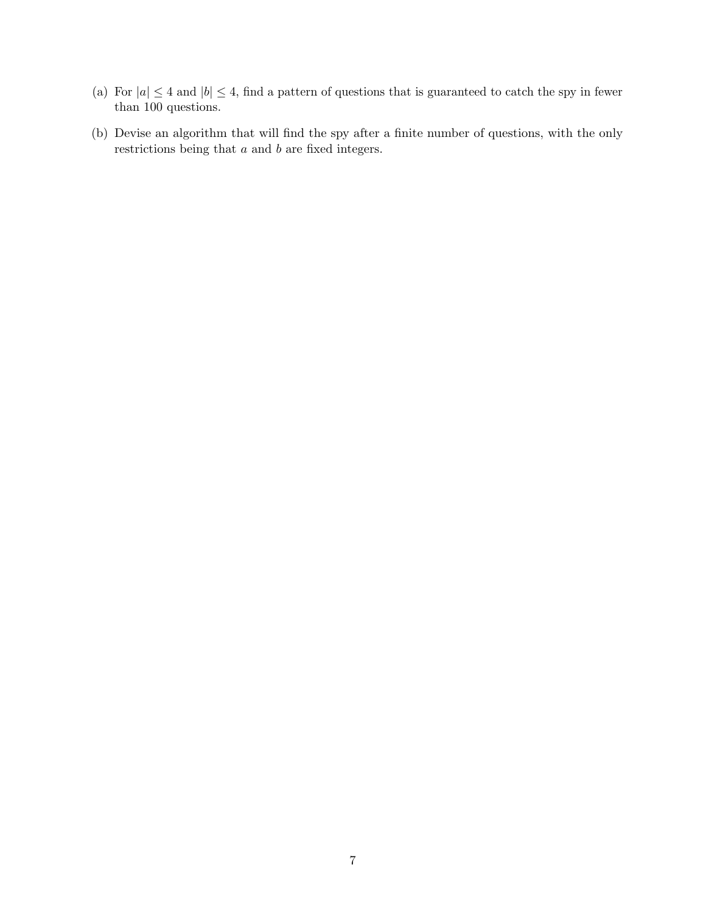(a) For $|a| \leq 4$ and $|b| \leq 4$, find a pattern of questions that is guaranteed to catch the spy in fewer than 100 questions.

(b) Devise an algorithm that will find the spy after a finite number of questions, with the only restrictions being that $a$ and $b$ are fixed integers.